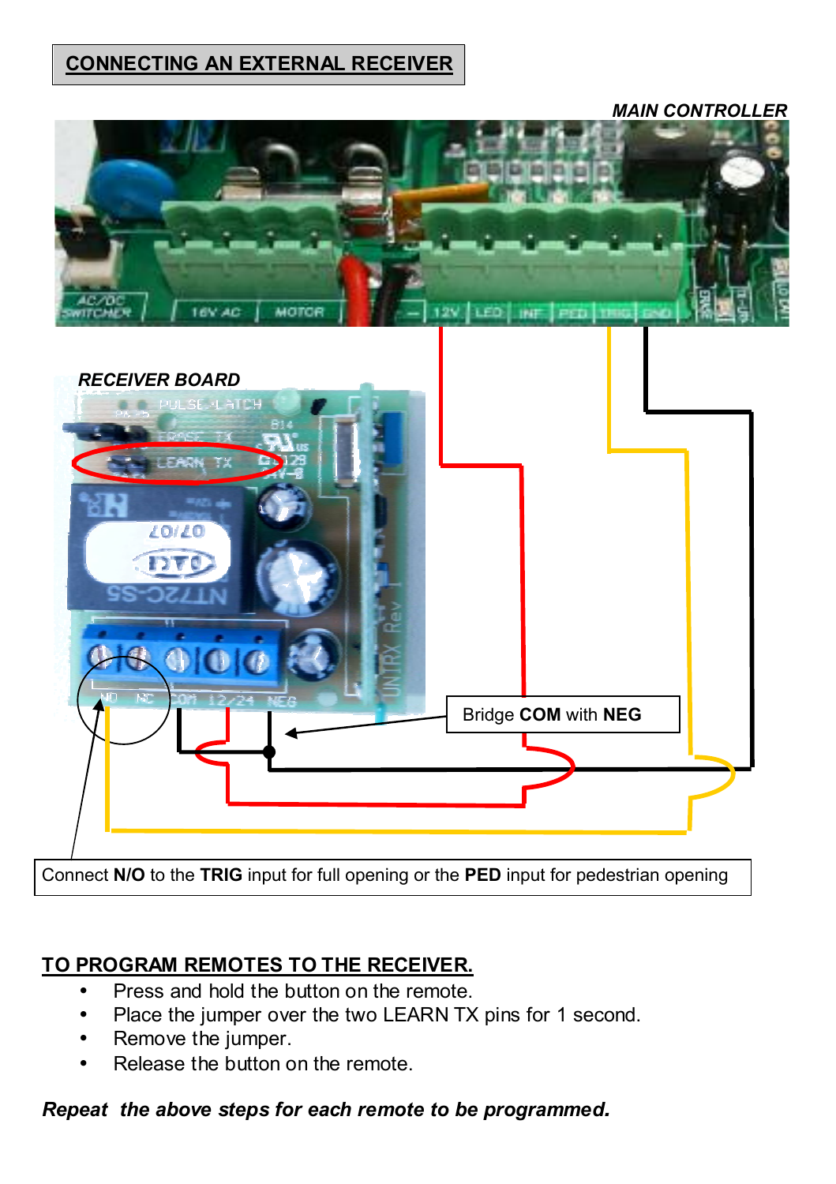## CONNECTING AN EXTERNAL RECEIVER

*MAIN CONTROLLER*

*RECEIVER BOARD*

Bridge **COM** with **NEG**

Connect **N/O** to the **TRIG** input for full opening or the **PED** input for pedestrian opening

## TO PROGRAM REMOTES TO THE RECEIVER.

- Press and hold the button on the remote.
- Place the jumper over the two LEARN TX pins for 1 second.
- Remove the jumper.
- Release the button on the remote.

***Repeat the above steps for each remote to be programmed.***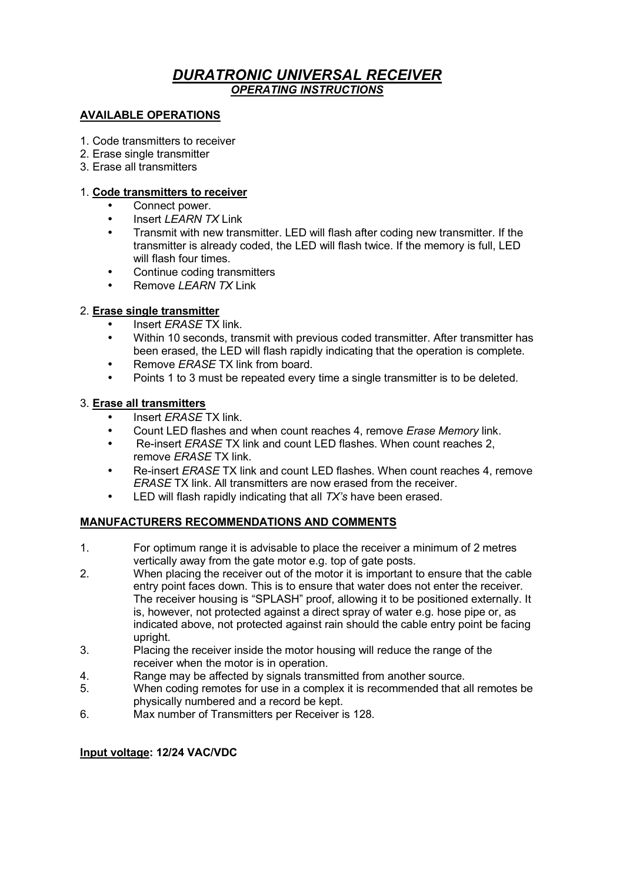# *DURATRONIC UNIVERSAL RECEIVER*

## *OPERATING INSTRUCTIONS*

### AVAILABLE OPERATIONS

1. Code transmitters to receiver
2. Erase single transmitter
3. Erase all transmitters

### 1. Code transmitters to receiver

- Connect power.
- Insert *LEARN TX* Link
- Transmit with new transmitter. LED will flash after coding new transmitter. If the transmitter is already coded, the LED will flash twice. If the memory is full, LED will flash four times.
- Continue coding transmitters
- Remove *LEARN TX* Link

### 2. Erase single transmitter

- Insert *ERASE* TX link.
- Within 10 seconds, transmit with previous coded transmitter. After transmitter has been erased, the LED will flash rapidly indicating that the operation is complete.
- Remove *ERASE* TX link from board.
- Points 1 to 3 must be repeated every time a single transmitter is to be deleted.

### 3. Erase all transmitters

- Insert *ERASE* TX link.
- Count LED flashes and when count reaches 4, remove *Erase Memory* link.
- Re-insert *ERASE* TX link and count LED flashes. When count reaches 2, remove *ERASE* TX link.
- Re-insert *ERASE* TX link and count LED flashes. When count reaches 4, remove *ERASE* TX link. All transmitters are now erased from the receiver.
- LED will flash rapidly indicating that all *TX's* have been erased.

### MANUFACTURERS RECOMMENDATIONS AND COMMENTS

1. For optimum range it is advisable to place the receiver a minimum of 2 metres vertically away from the gate motor e.g. top of gate posts.
2. When placing the receiver out of the motor it is important to ensure that the cable entry point faces down. This is to ensure that water does not enter the receiver. The receiver housing is "SPLASH" proof, allowing it to be positioned externally. It is, however, not protected against a direct spray of water e.g. hose pipe or, as indicated above, not protected against rain should the cable entry point be facing upright.
3. Placing the receiver inside the motor housing will reduce the range of the receiver when the motor is in operation.
4. Range may be affected by signals transmitted from another source.
5. When coding remotes for use in a complex it is recommended that all remotes be physically numbered and a record be kept.
6. Max number of Transmitters per Receiver is 128.

**Input voltage: 12/24 VAC/VDC**